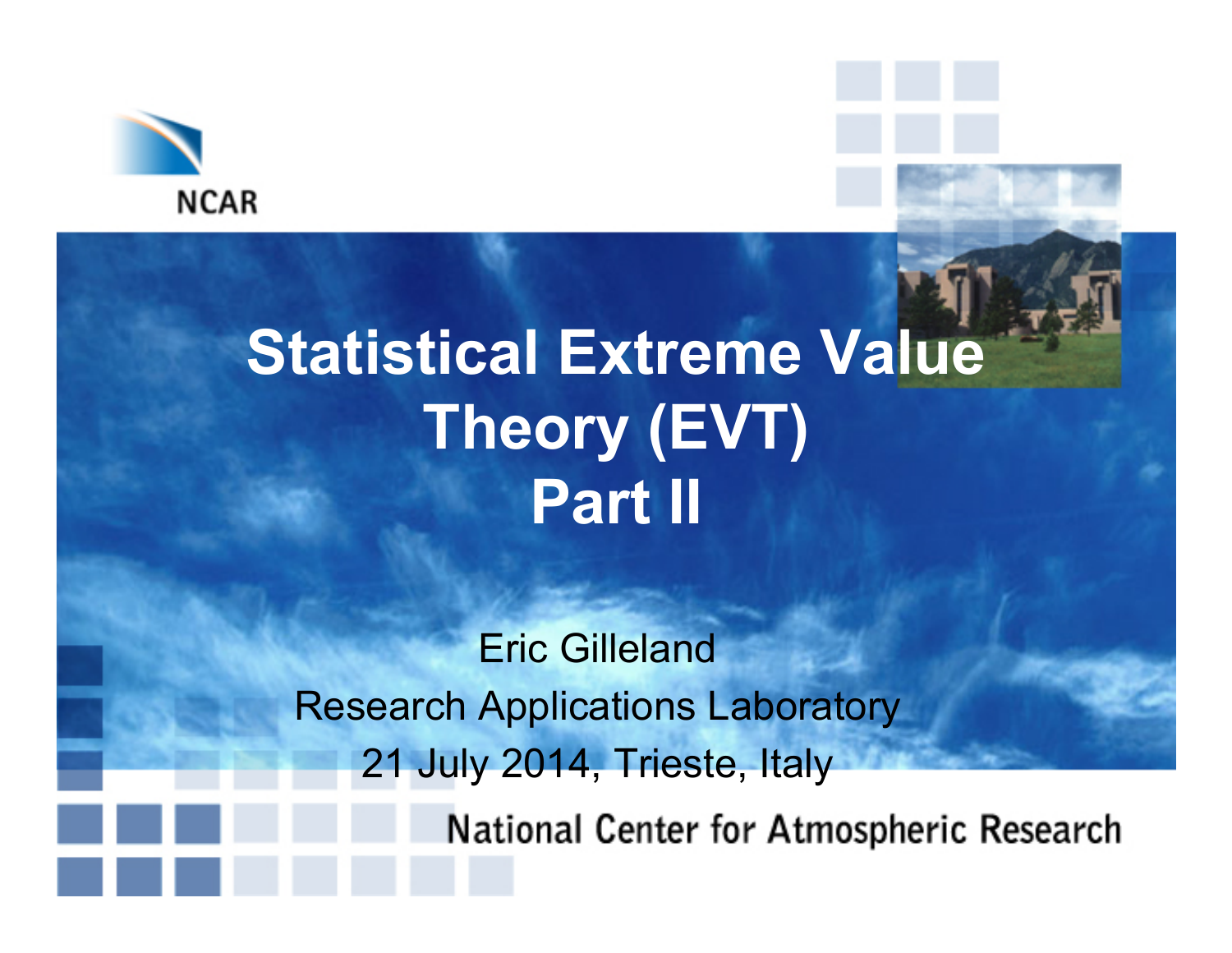NCAR

# Statistical Extreme Value Theory (EVT) Part II

Eric Gilleland

Research Applications Laboratory

21 July 2014, Trieste, Italy

National Center for Atmospheric Research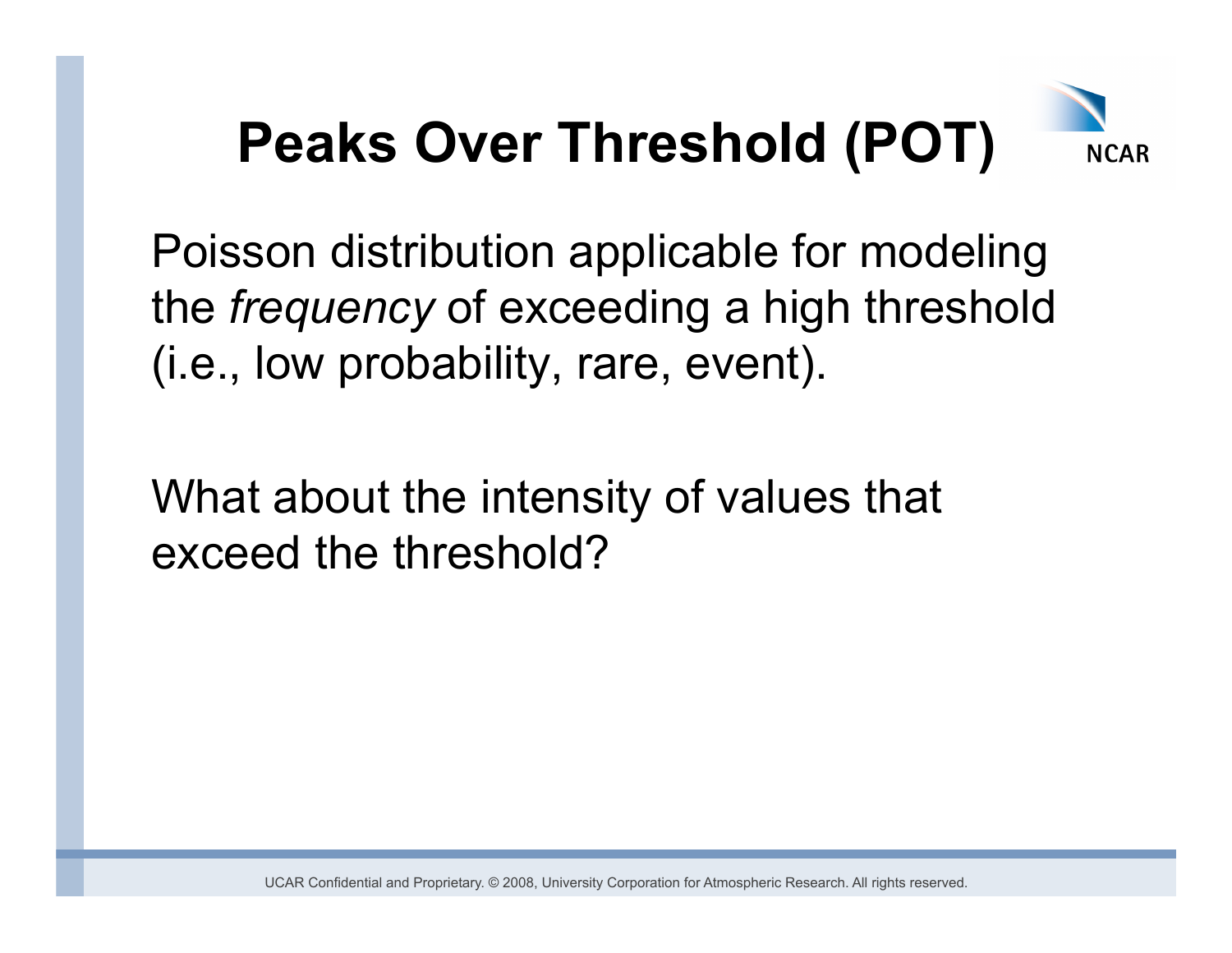# Peaks Over Threshold (POT)

Poisson distribution applicable for modeling the *frequency* of exceeding a high threshold (i.e., low probability, rare, event).

What about the intensity of values that exceed the threshold?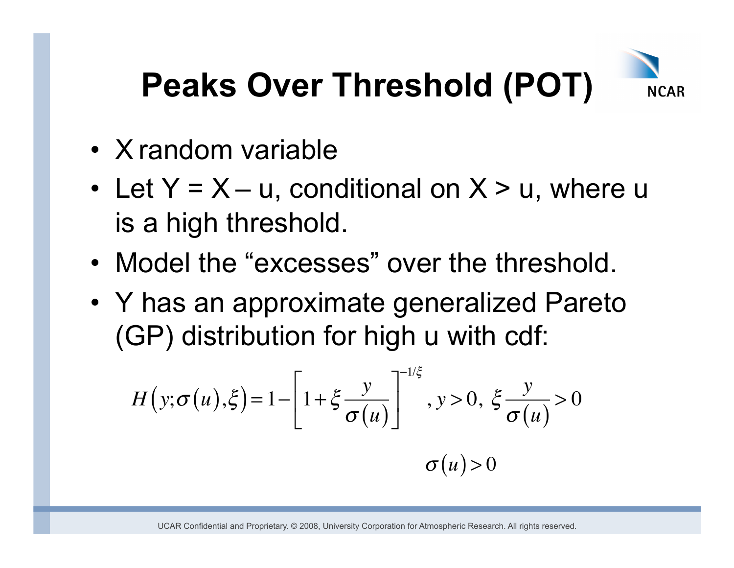# Peaks Over Threshold (POT)

- X random variable
- Let Y = X – u, conditional on X > u, where u is a high threshold.
- Model the "excesses" over the threshold.
- Y has an approximate generalized Pareto (GP) distribution for high u with cdf:

$$H\left(y;\sigma(u),\xi\right)=1-\left[1+\xi\frac{y}{\sigma(u)}\right]^{-1/\xi},\ y>0,\ \xi\frac{y}{\sigma(u)}>0$$

$$\sigma(u)>0$$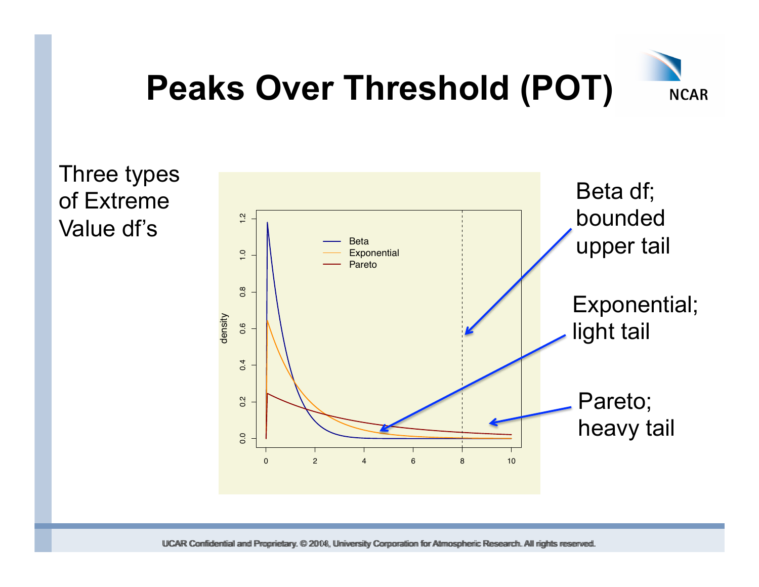# Peaks Over Threshold (POT)

Three types of Extreme Value df's

Beta df; bounded upper tail

Exponential; light tail

Pareto; heavy tail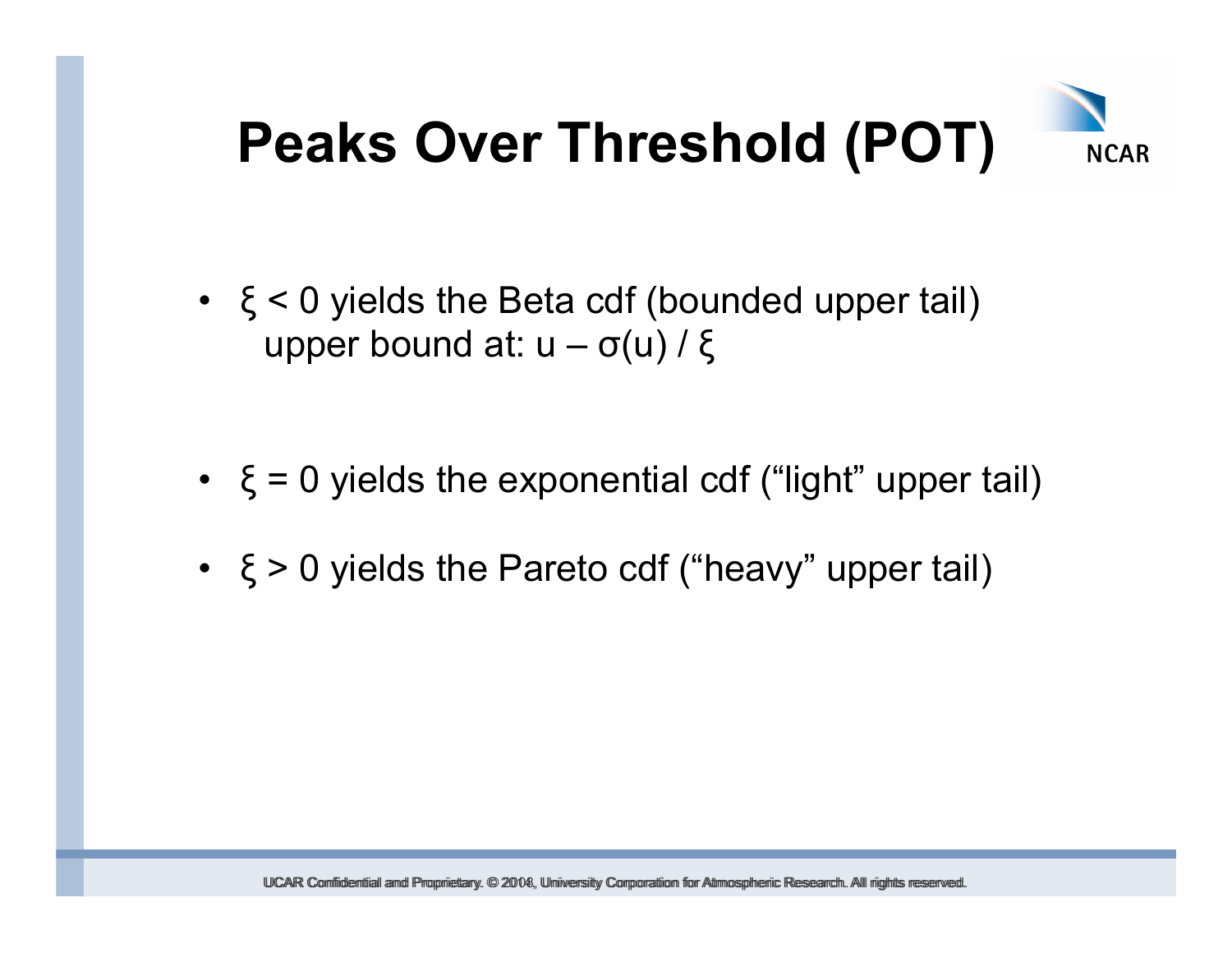# Peaks Over Threshold (POT)

- $\xi < 0$ yields the Beta cdf (bounded upper tail)
  upper bound at: $u - \sigma(u) / \xi$

- $\xi = 0$ yields the exponential cdf (“light” upper tail)

- $\xi > 0$ yields the Pareto cdf (“heavy” upper tail)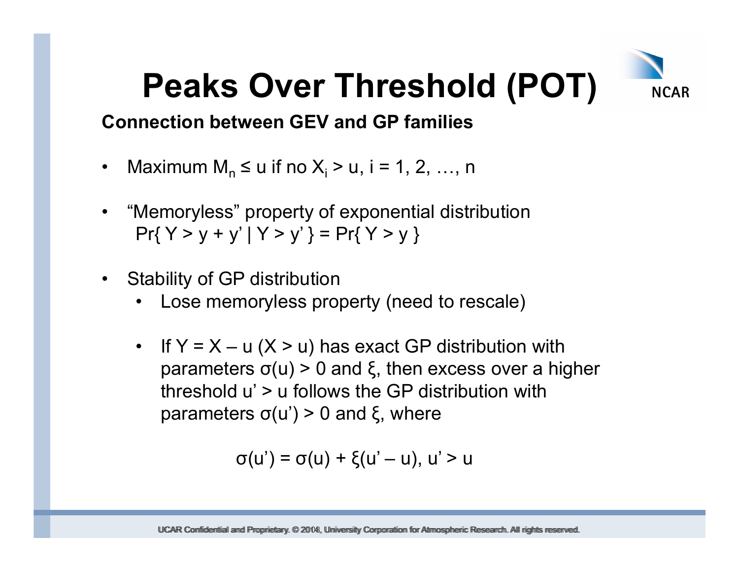# Peaks Over Threshold (POT)

**Connection between GEV and GP families**

- Maximum $M_n \leq u$ if no $X_i > u$, $i = 1, 2, \ldots, n$
- "Memoryless" property of exponential distribution
  $\Pr\{ Y > y + y' \mid Y > y' \} = \Pr\{ Y > y \}$
- Stability of GP distribution
  - Lose memoryless property (need to rescale)
  - If $Y = X - u$ $(X > u)$ has exact GP distribution with parameters $\sigma(u) > 0$ and $\xi$, then excess over a higher threshold $u' > u$ follows the GP distribution with parameters $\sigma(u') > 0$ and $\xi$, where

$$\sigma(u') = \sigma(u) + \xi(u' - u), \; u' > u$$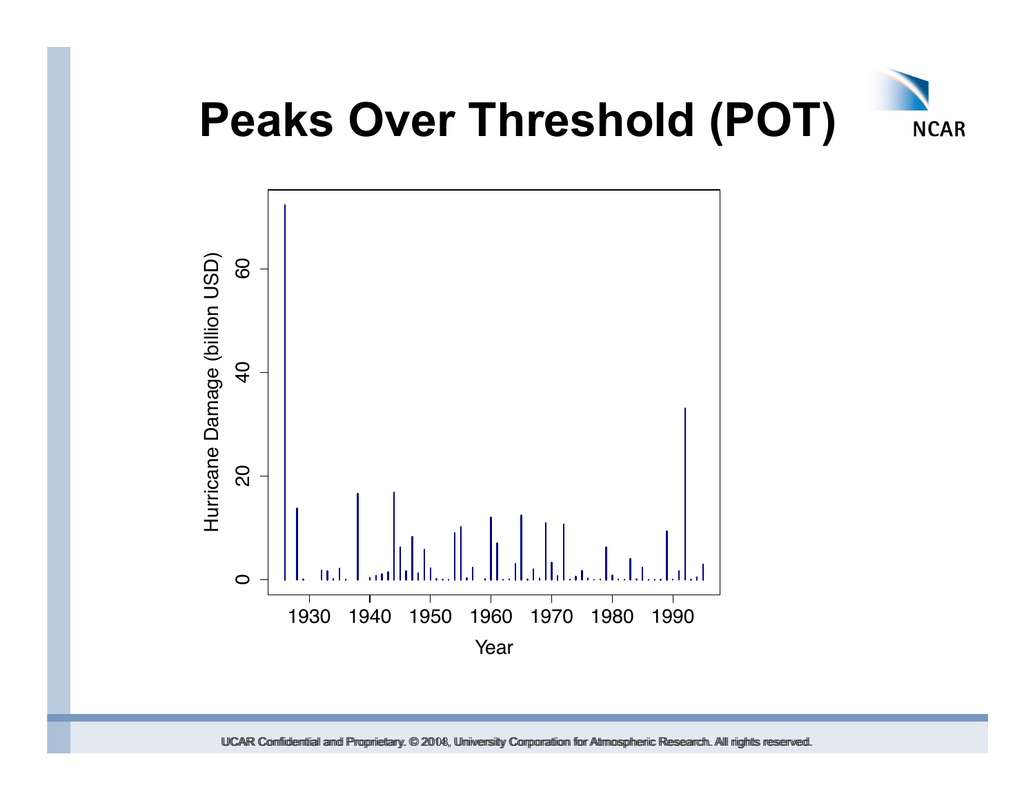# Peaks Over Threshold (POT)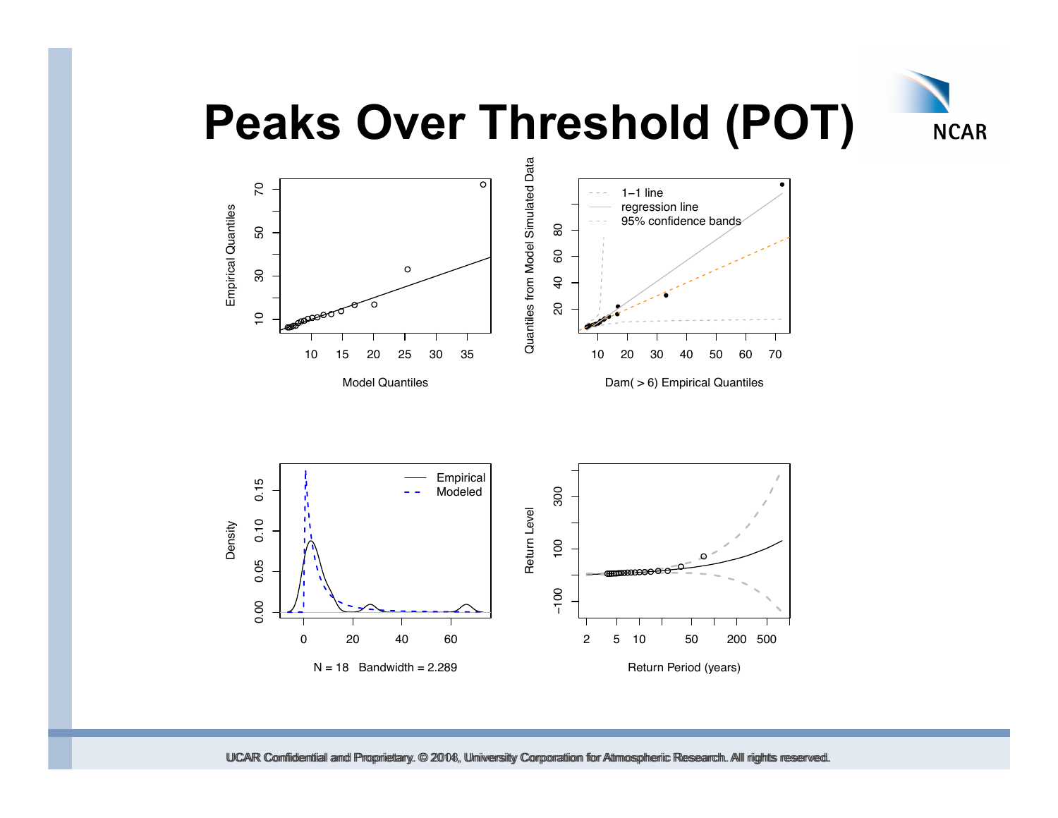# Peaks Over Threshold (POT)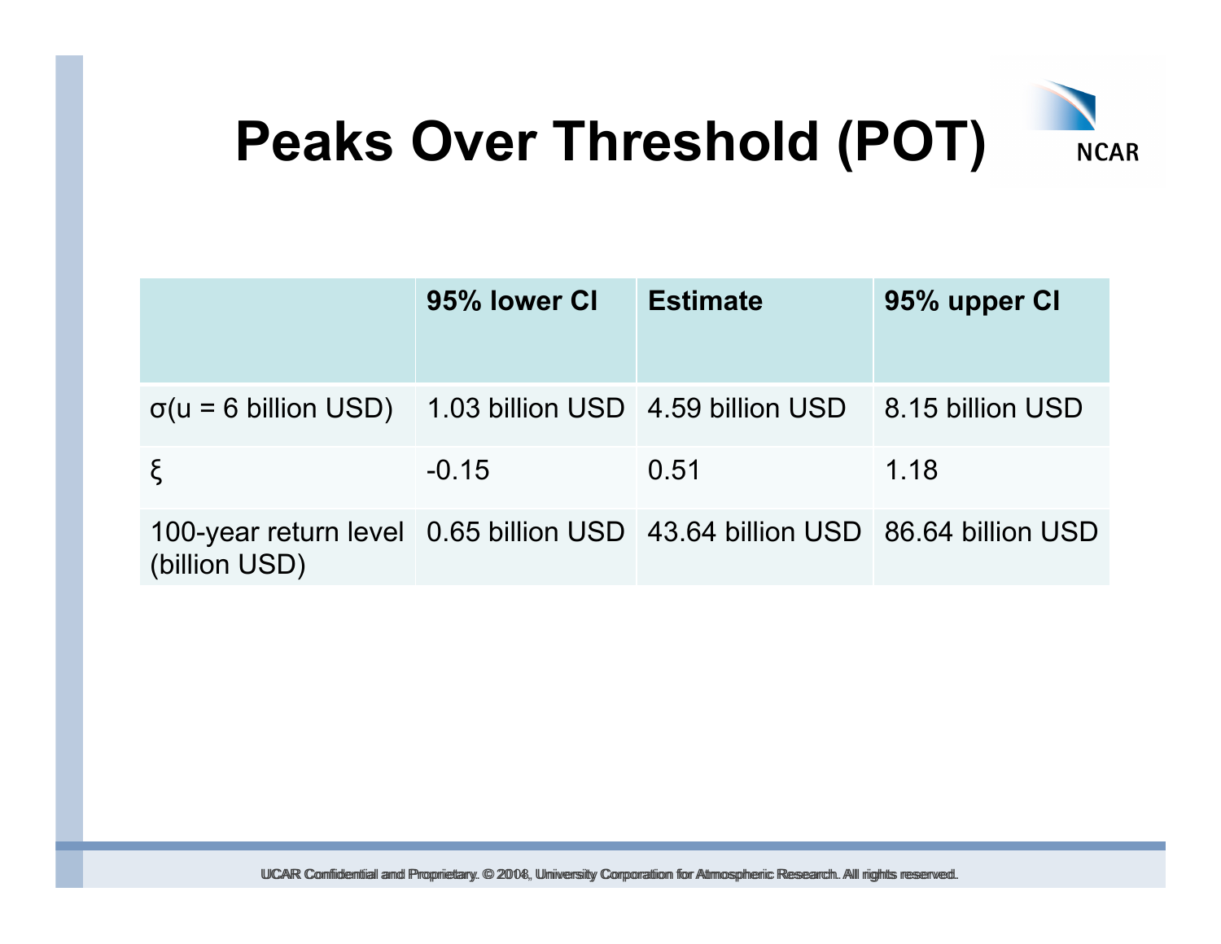# Peaks Over Threshold (POT)

| | 95% lower CI | Estimate | 95% upper CI |
|---|---|---|---|
| $\sigma(u = 6$ billion USD$)$ | 1.03 billion USD | 4.59 billion USD | 8.15 billion USD |
| $\xi$ | -0.15 | 0.51 | 1.18 |
| 100-year return level (billion USD) | 0.65 billion USD | 43.64 billion USD | 86.64 billion USD |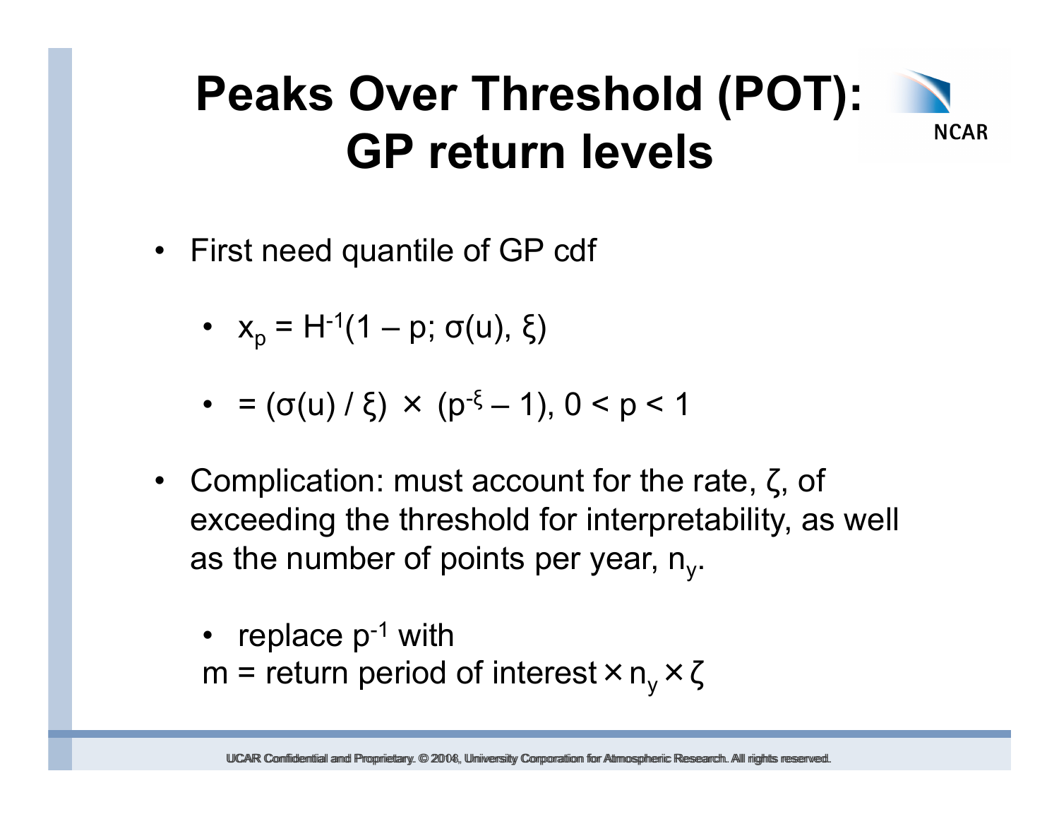# Peaks Over Threshold (POT): GP return levels

- First need quantile of GP cdf
  - $x_p = H^{-1}(1 - p; \sigma(u), \xi)$
  - $= (\sigma(u) / \xi) \times (p^{-\xi} - 1), 0 < p < 1$
- Complication: must account for the rate, $\zeta$, of exceeding the threshold for interpretability, as well as the number of points per year, $n_y$.
  - replace $p^{-1}$ with

  $m$ = return period of interest $\times\, n_y \times \zeta$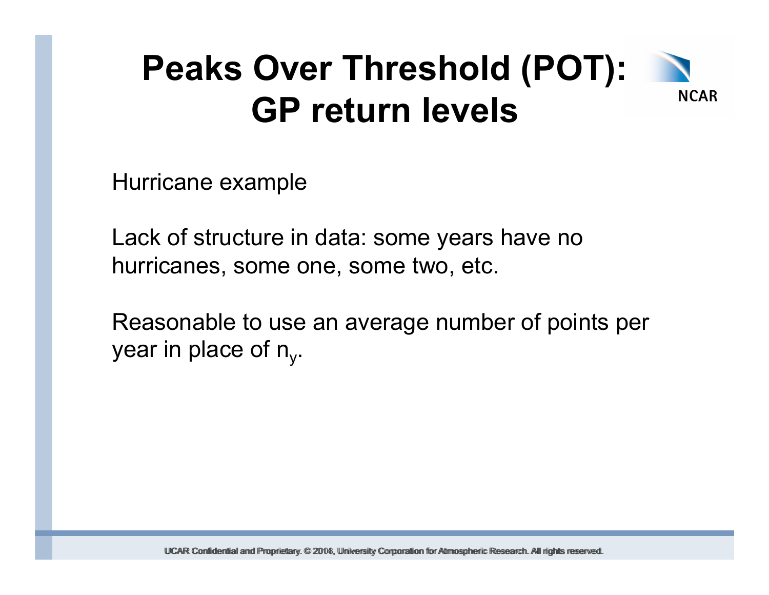# Peaks Over Threshold (POT): GP return levels

Hurricane example

Lack of structure in data: some years have no hurricanes, some one, some two, etc.

Reasonable to use an average number of points per year in place of $n_y$.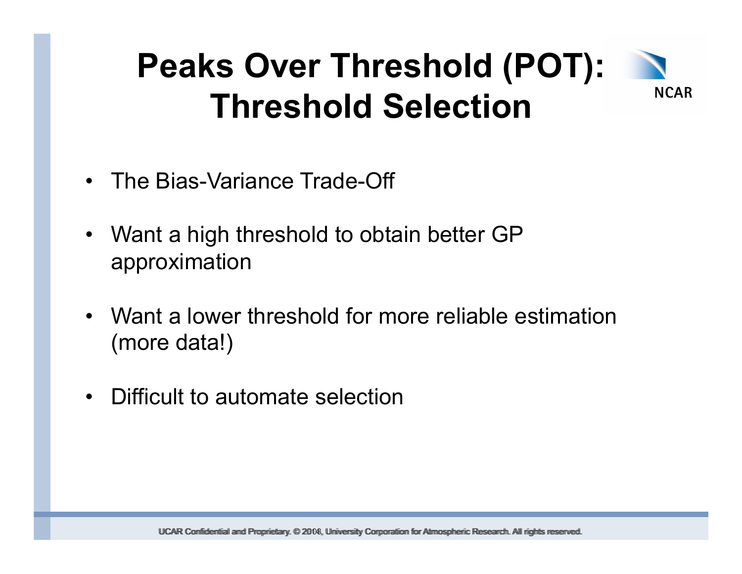# Peaks Over Threshold (POT): Threshold Selection

- The Bias-Variance Trade-Off
- Want a high threshold to obtain better GP approximation
- Want a lower threshold for more reliable estimation (more data!)
- Difficult to automate selection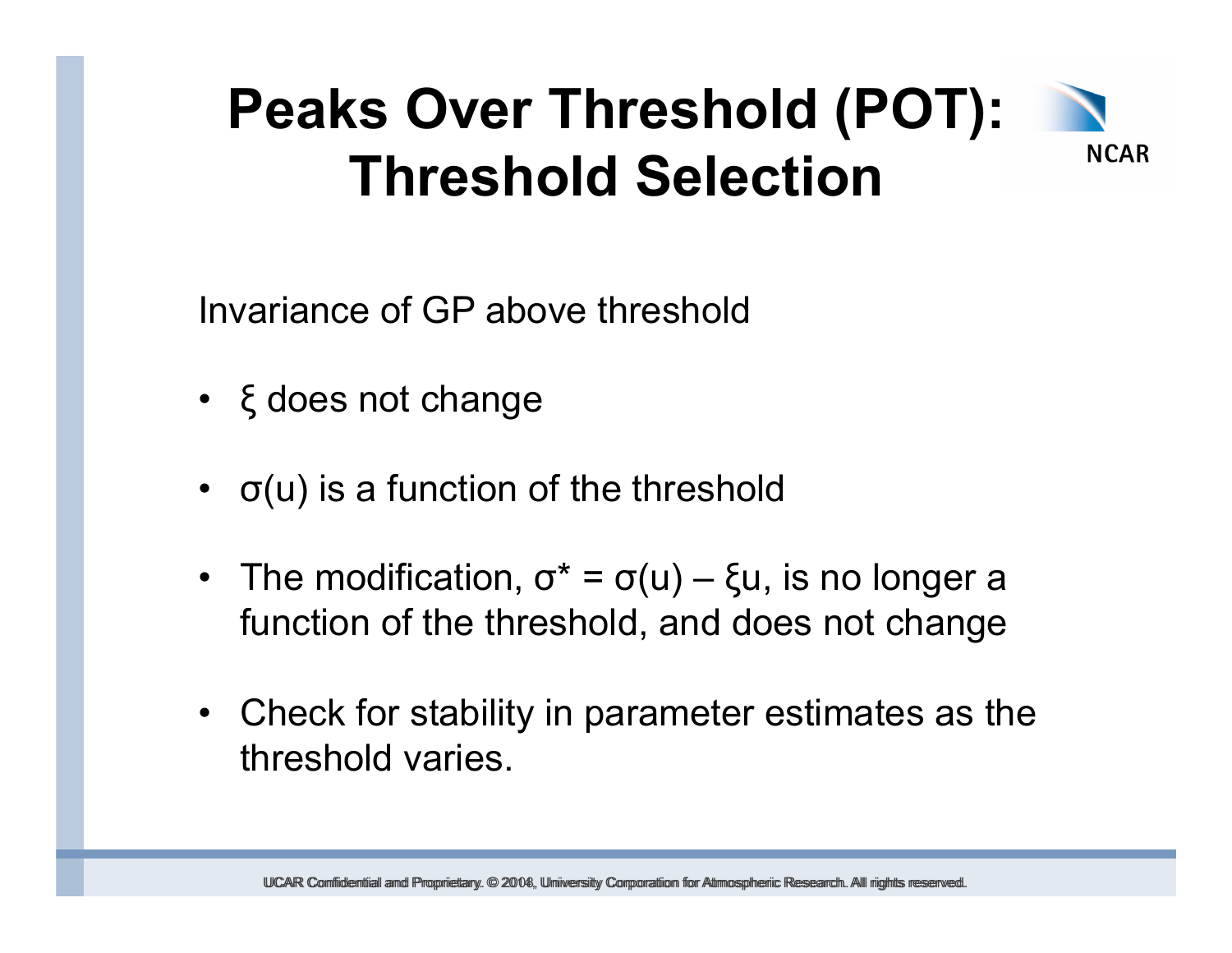# Peaks Over Threshold (POT): Threshold Selection

Invariance of GP above threshold

- $\xi$ does not change
- $\sigma(u)$ is a function of the threshold
- The modification, $\sigma^* = \sigma(u) - \xi u$, is no longer a function of the threshold, and does not change
- Check for stability in parameter estimates as the threshold varies.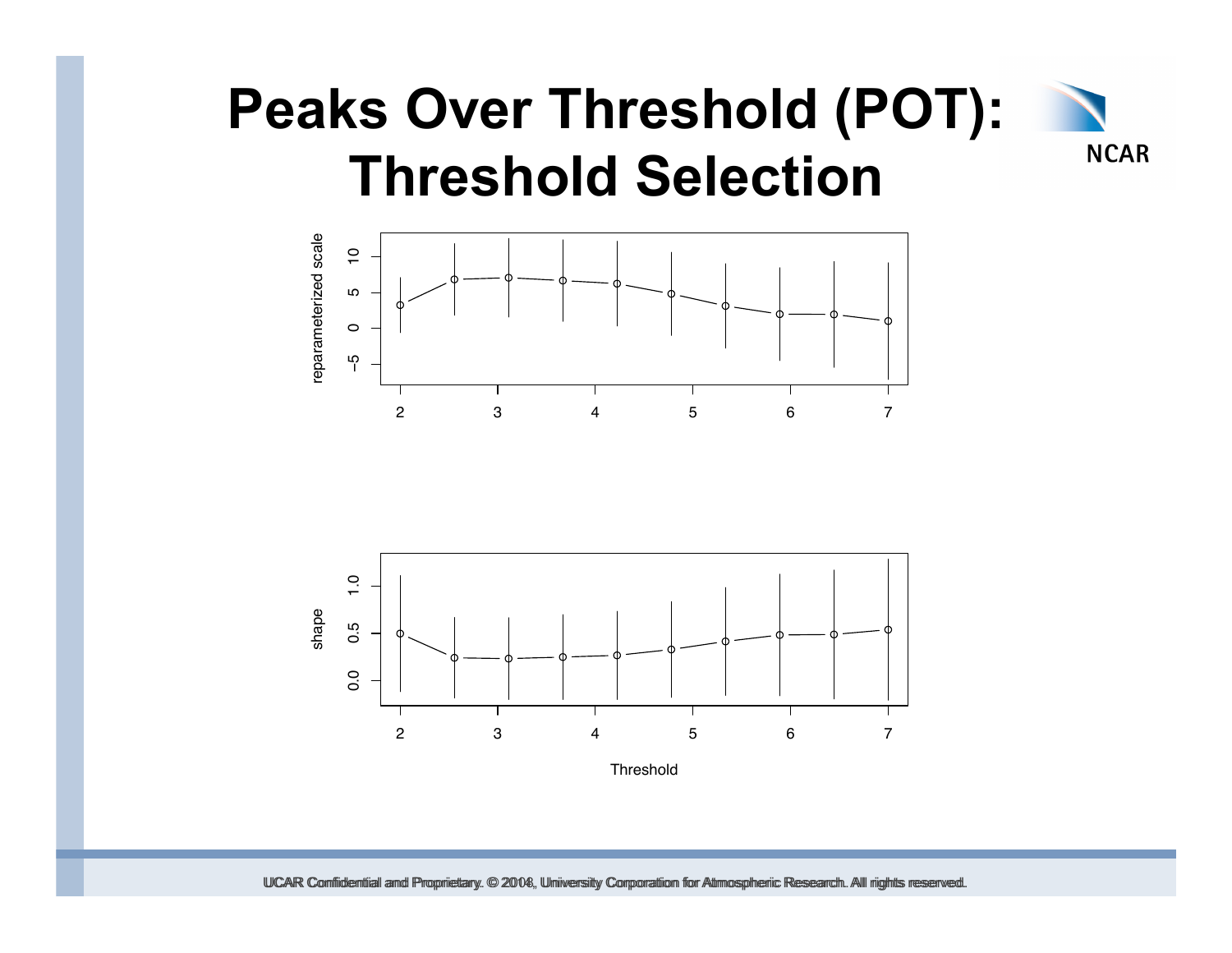# Peaks Over Threshold (POT): Threshold Selection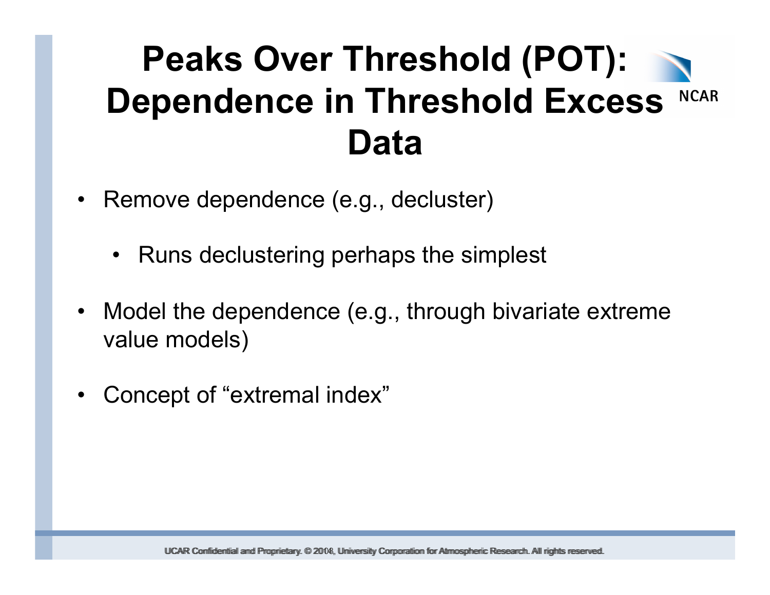# Peaks Over Threshold (POT): Dependence in Threshold Excess Data

- Remove dependence (e.g., decluster)
  - Runs declustering perhaps the simplest
- Model the dependence (e.g., through bivariate extreme value models)
- Concept of "extremal index"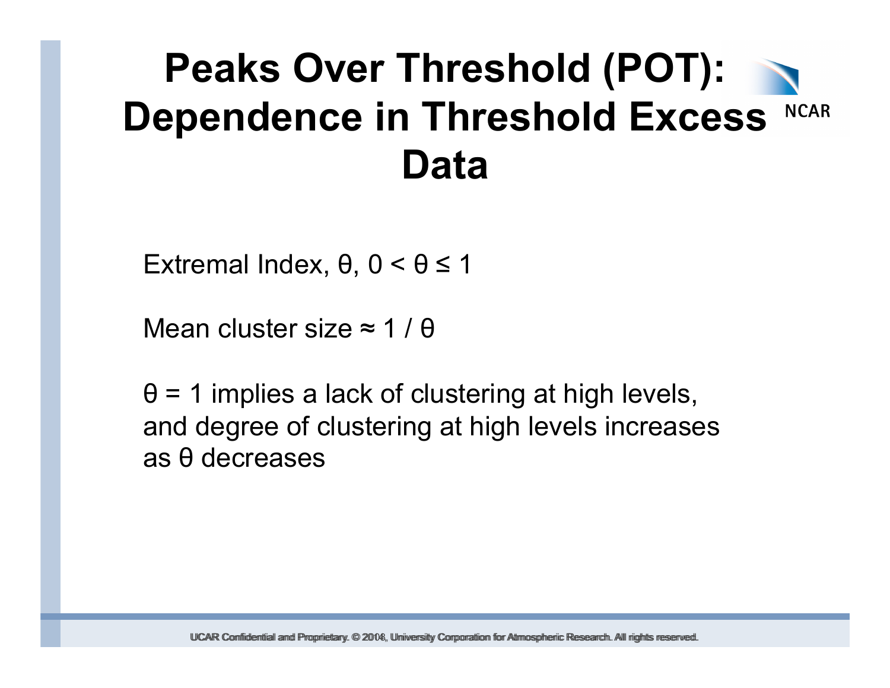# Peaks Over Threshold (POT): Dependence in Threshold Excess Data

Extremal Index, $\theta$, $0 < \theta \leq 1$

Mean cluster size $\approx 1 / \theta$

$\theta = 1$ implies a lack of clustering at high levels, and degree of clustering at high levels increases as $\theta$ decreases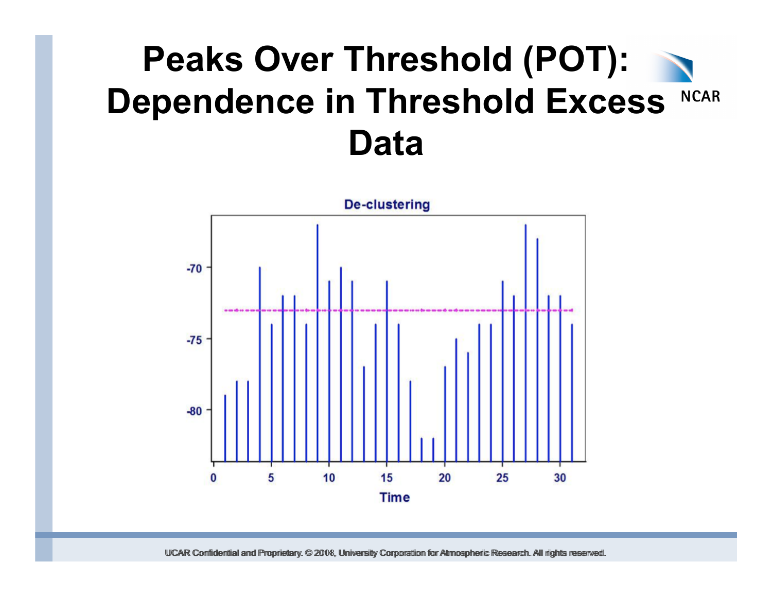# Peaks Over Threshold (POT): Dependence in Threshold Excess Data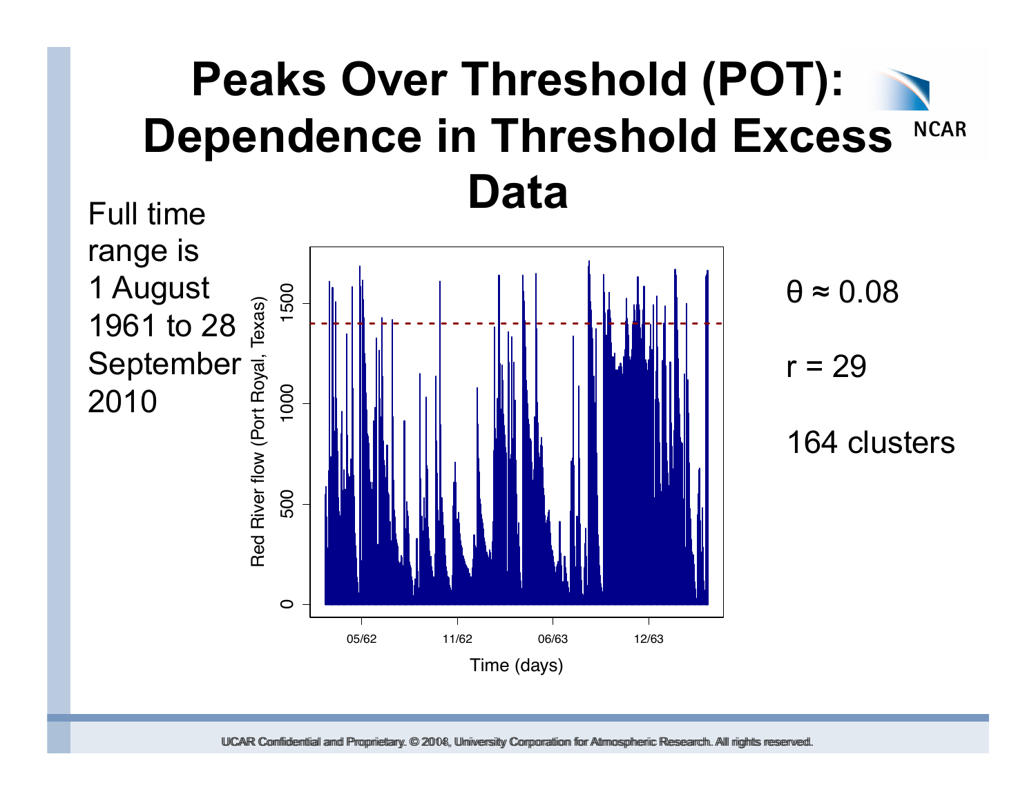# Peaks Over Threshold (POT): Dependence in Threshold Excess Data

Full time range is 1 August 1961 to 28 September 2010

$\theta \approx 0.08$

$r = 29$

164 clusters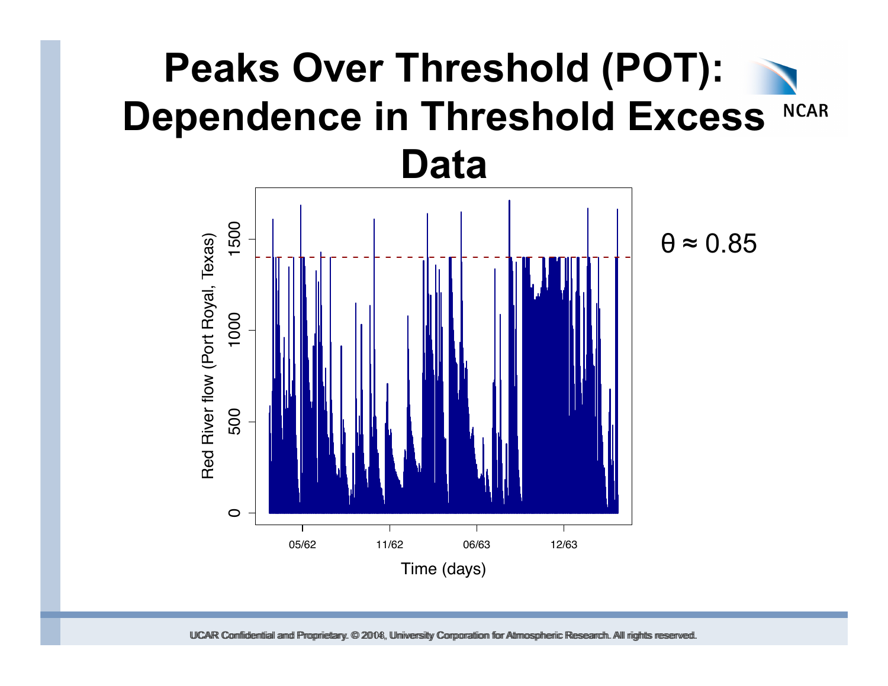# Peaks Over Threshold (POT): Dependence in Threshold Excess Data

$\theta \approx 0.85$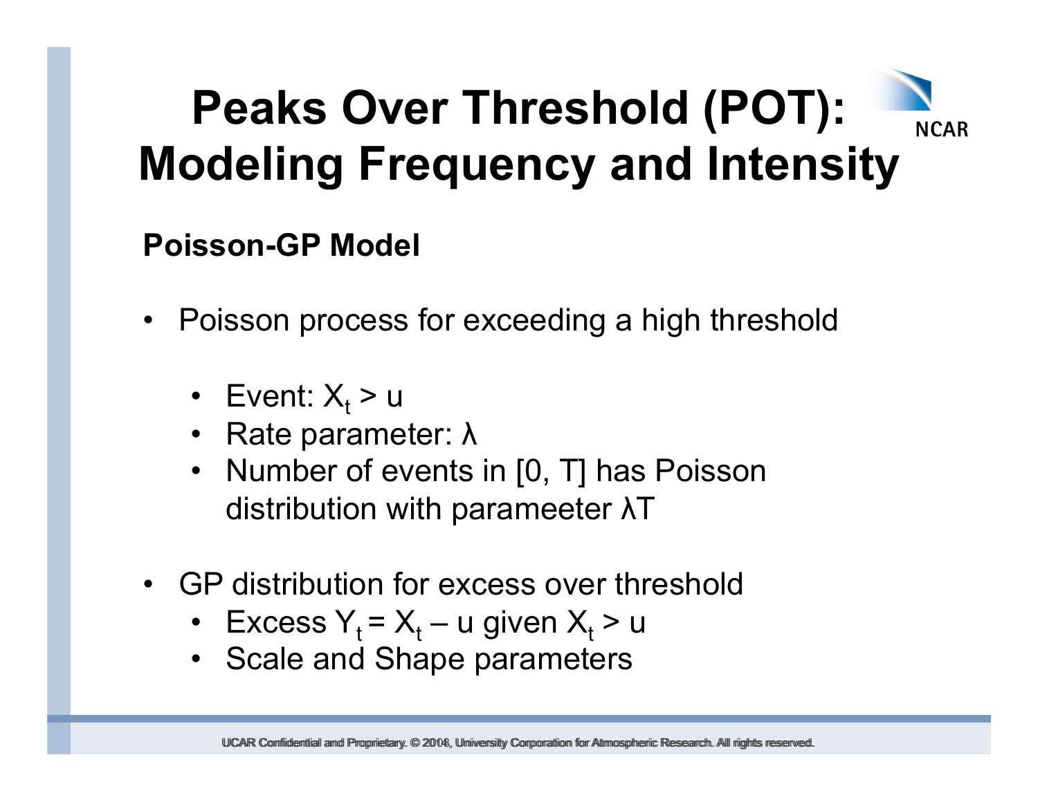# Peaks Over Threshold (POT): Modeling Frequency and Intensity

**Poisson-GP Model**

- Poisson process for exceeding a high threshold
  - Event: $X_t > u$
  - Rate parameter: $\lambda$
  - Number of events in [0, T] has Poisson distribution with parameeter $\lambda T$
- GP distribution for excess over threshold
  - Excess $Y_t = X_t - u$ given $X_t > u$
  - Scale and Shape parameters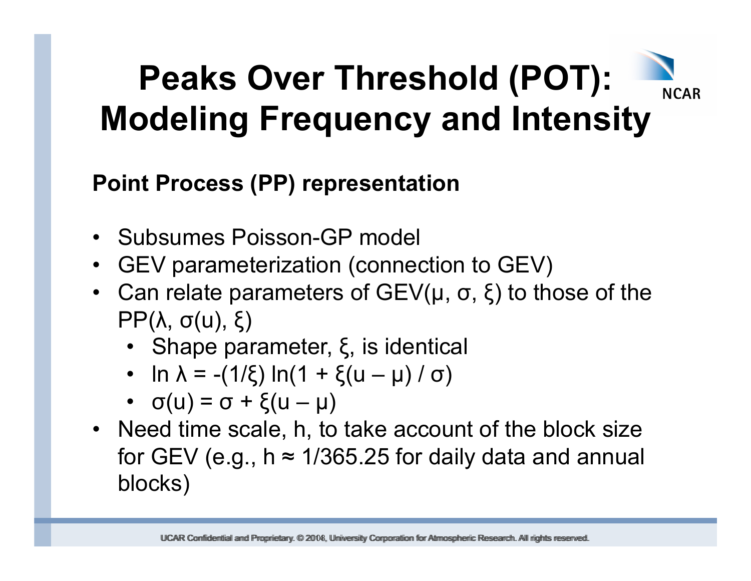# Peaks Over Threshold (POT): Modeling Frequency and Intensity

**Point Process (PP) representation**

- Subsumes Poisson-GP model
- GEV parameterization (connection to GEV)
- Can relate parameters of GEV($\mu$, $\sigma$, $\xi$) to those of the PP($\lambda$, $\sigma(u)$, $\xi$)
  - Shape parameter, $\xi$, is identical
  - $\ln \lambda = -(1/\xi) \ln(1 + \xi(u - \mu) / \sigma)$
  - $\sigma(u) = \sigma + \xi(u - \mu)$
- Need time scale, h, to take account of the block size for GEV (e.g., $h \approx 1/365.25$ for daily data and annual blocks)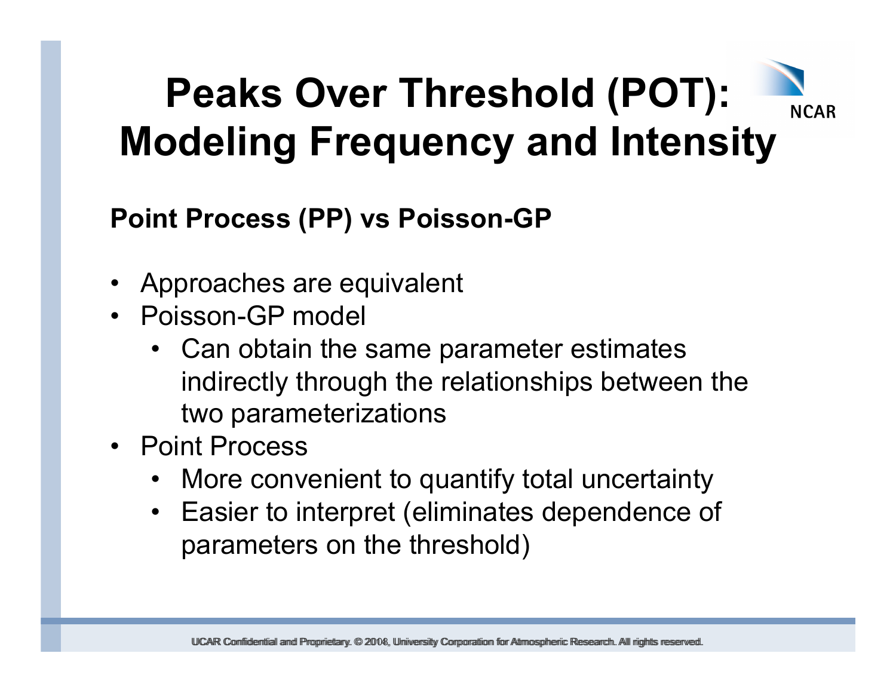# Peaks Over Threshold (POT): Modeling Frequency and Intensity

**Point Process (PP) vs Poisson-GP**

- Approaches are equivalent
- Poisson-GP model
  - Can obtain the same parameter estimates indirectly through the relationships between the two parameterizations
- Point Process
  - More convenient to quantify total uncertainty
  - Easier to interpret (eliminates dependence of parameters on the threshold)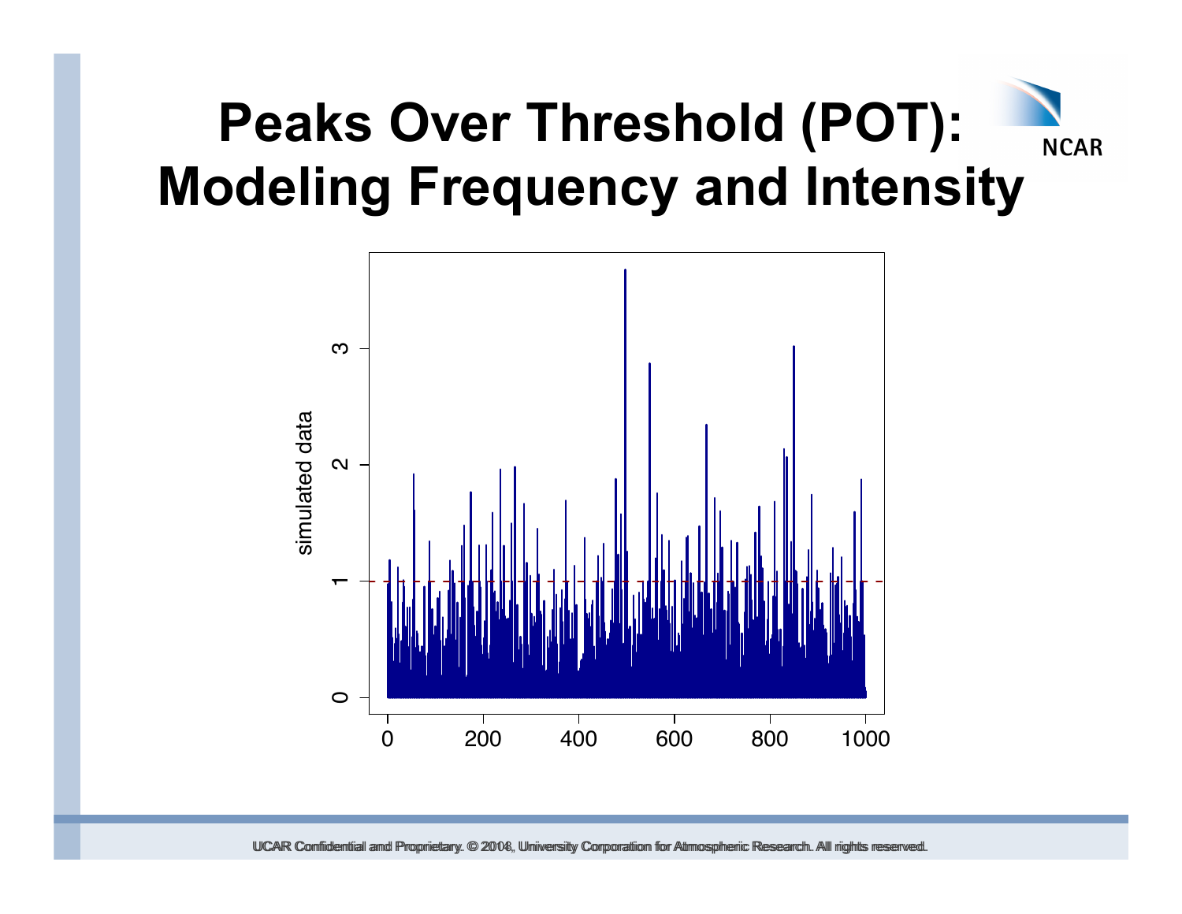# Peaks Over Threshold (POT): Modeling Frequency and Intensity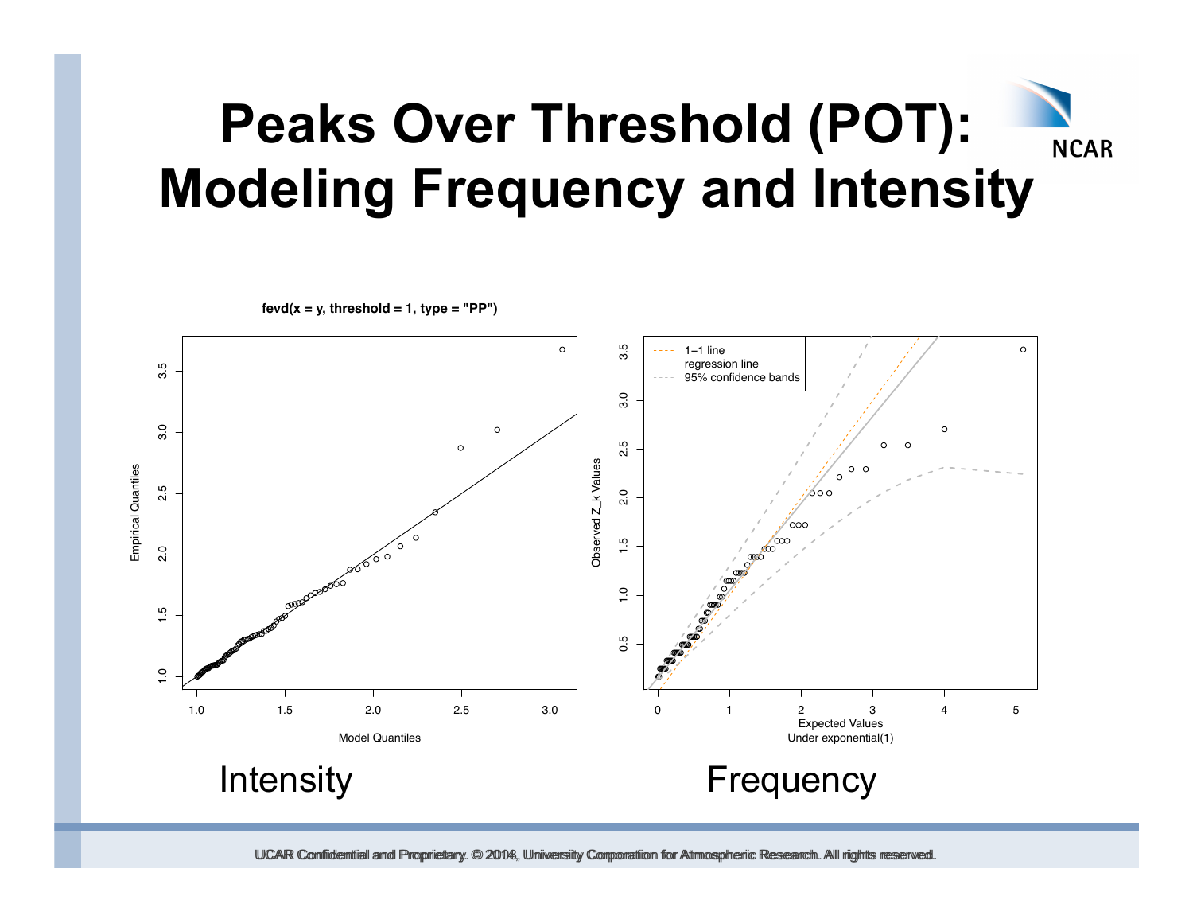# Peaks Over Threshold (POT): Modeling Frequency and Intensity

fevd(x = y, threshold = 1, type = "PP")

Intensity

Frequency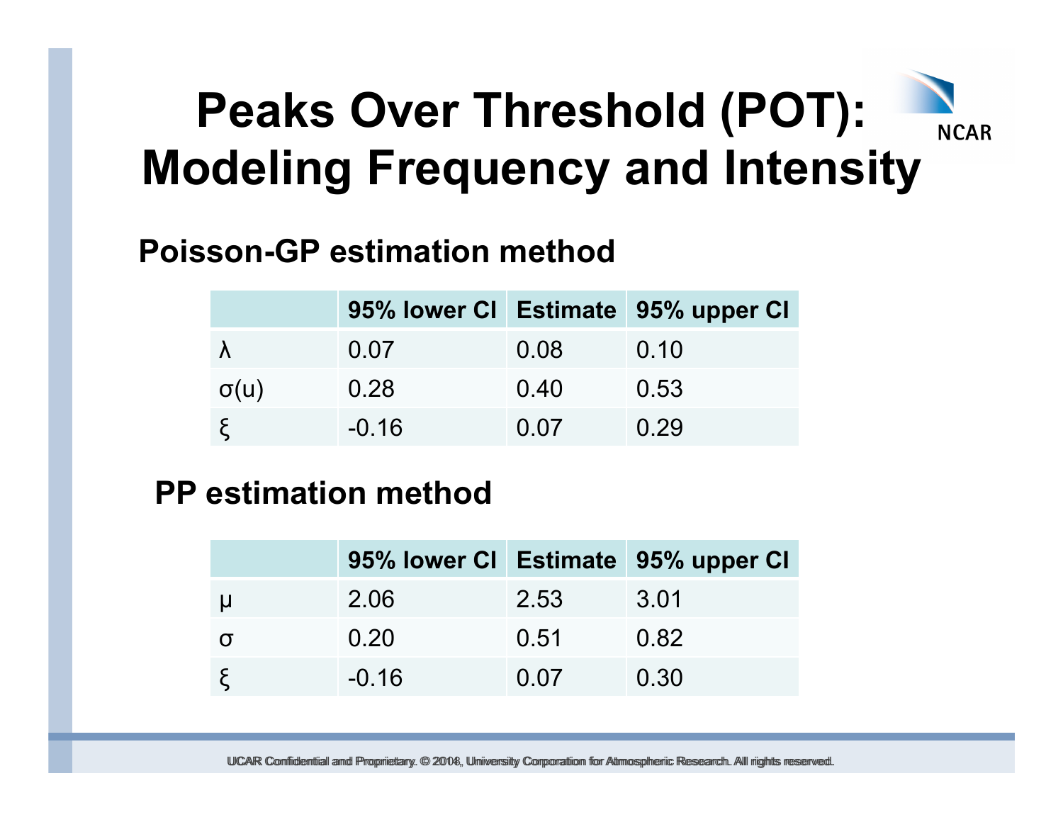# Peaks Over Threshold (POT): Modeling Frequency and Intensity

## Poisson-GP estimation method

| | 95% lower CI | Estimate | 95% upper CI |
|---|---|---|---|
| $\lambda$ | 0.07 | 0.08 | 0.10 |
| $\sigma(u)$ | 0.28 | 0.40 | 0.53 |
| $\xi$ | -0.16 | 0.07 | 0.29 |

## PP estimation method

| | 95% lower CI | Estimate | 95% upper CI |
|---|---|---|---|
| $\mu$ | 2.06 | 2.53 | 3.01 |
| $\sigma$ | 0.20 | 0.51 | 0.82 |
| $\xi$ | -0.16 | 0.07 | 0.30 |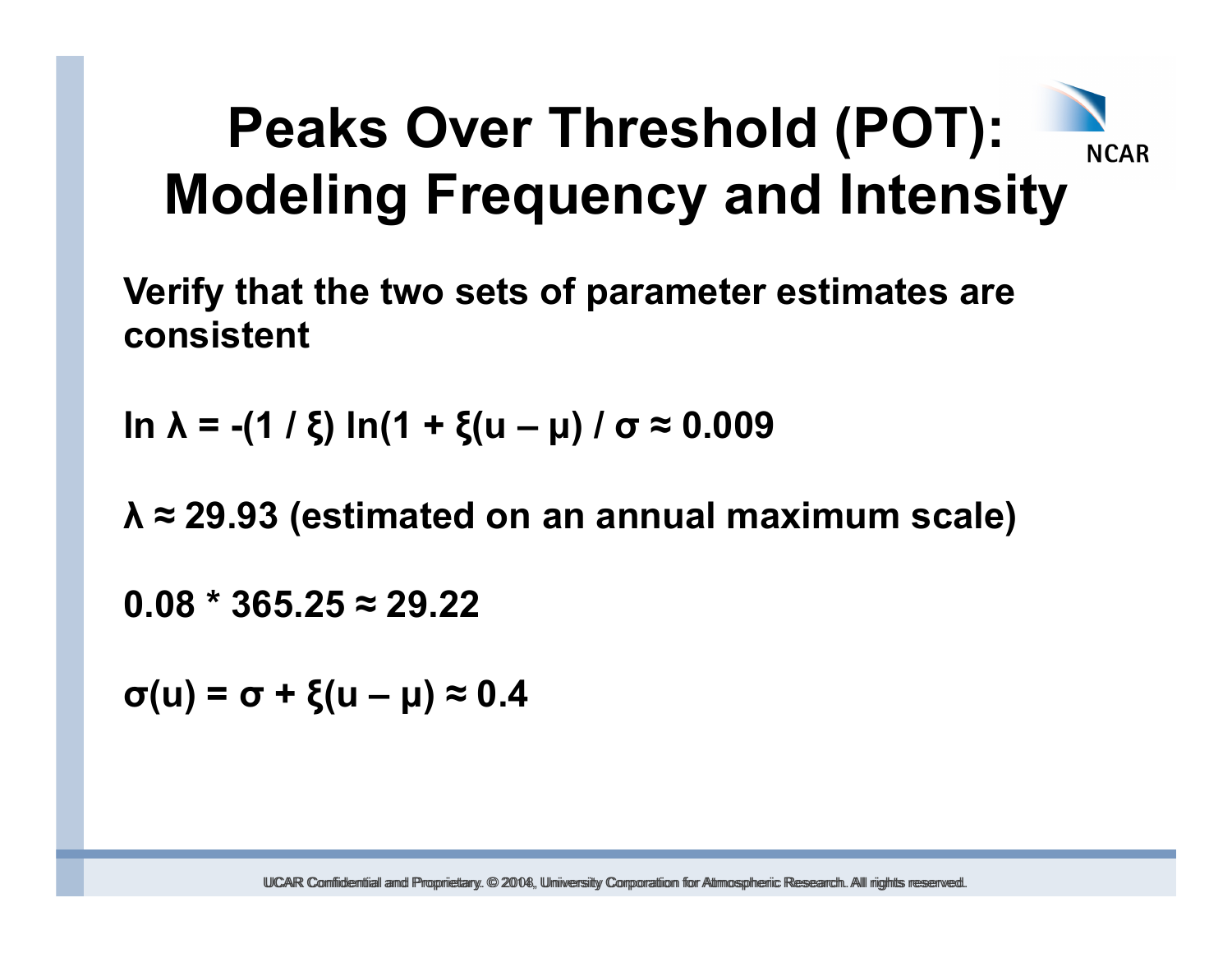# Peaks Over Threshold (POT): Modeling Frequency and Intensity

**Verify that the two sets of parameter estimates are consistent**

**$\ln \lambda = -(1 / \xi) \ln(1 + \xi(u - \mu) / \sigma \approx 0.009$**

**$\lambda \approx 29.93$ (estimated on an annual maximum scale)**

**$0.08 * 365.25 \approx 29.22$**

**$\sigma(u) = \sigma + \xi(u - \mu) \approx 0.4$**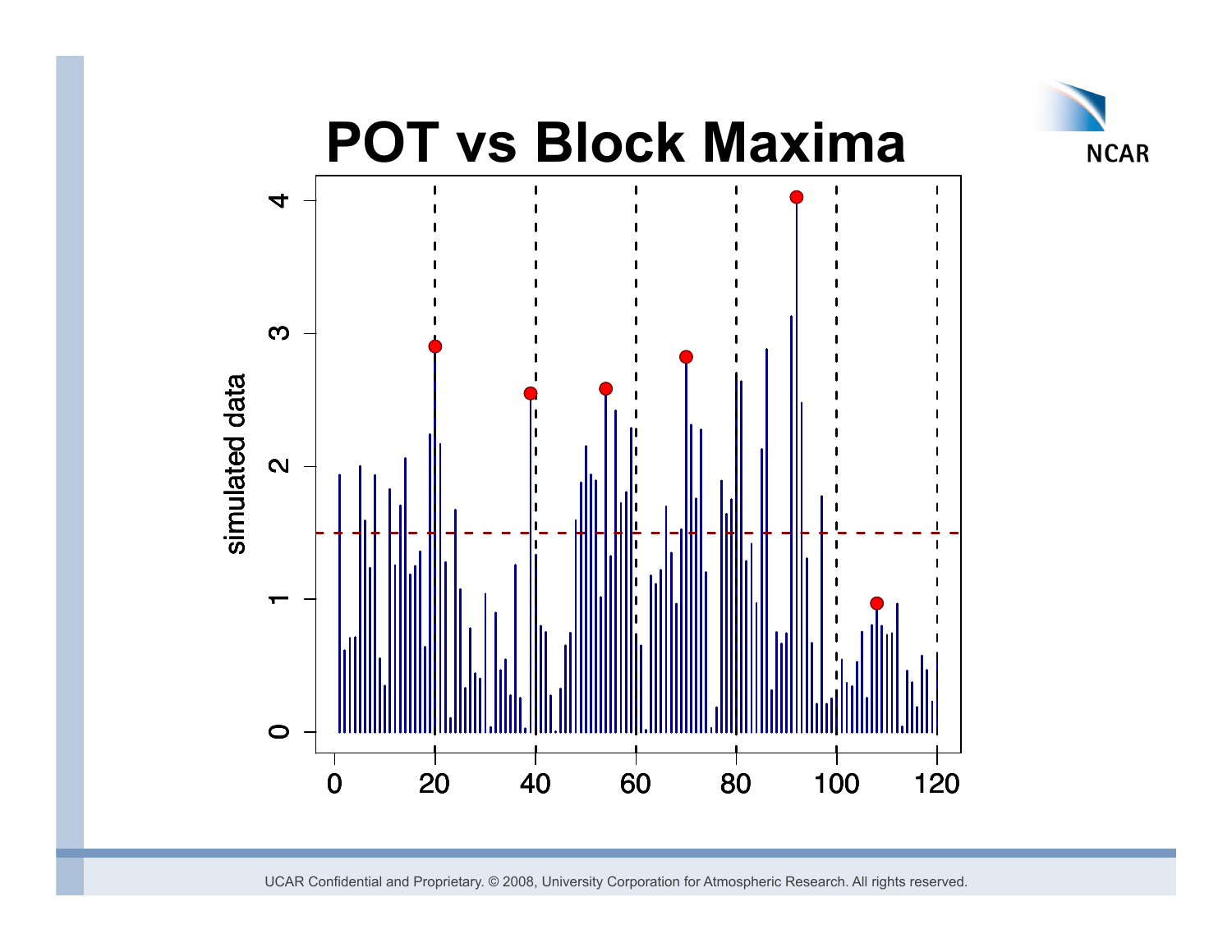# POT vs Block Maxima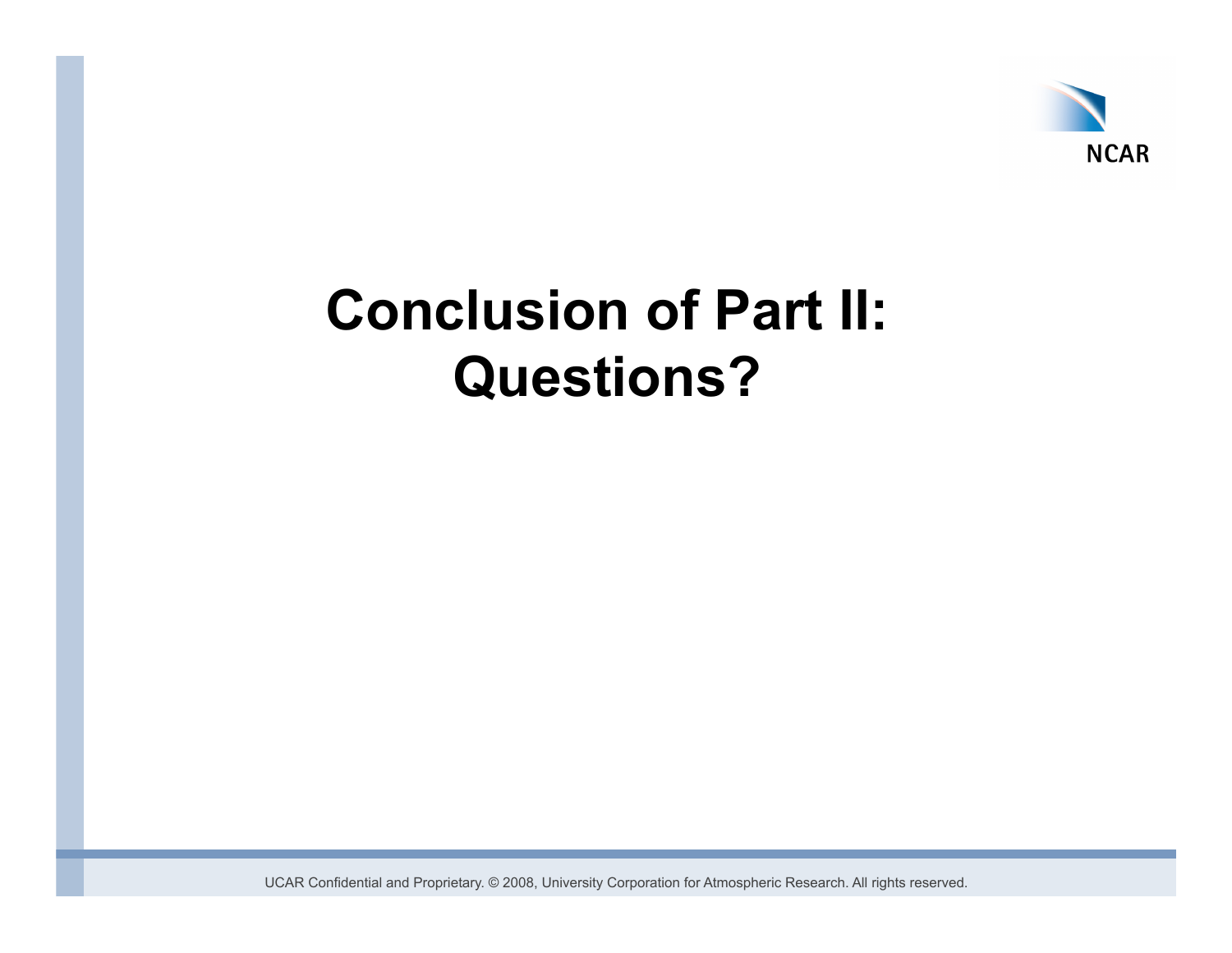# Conclusion of Part II: Questions?